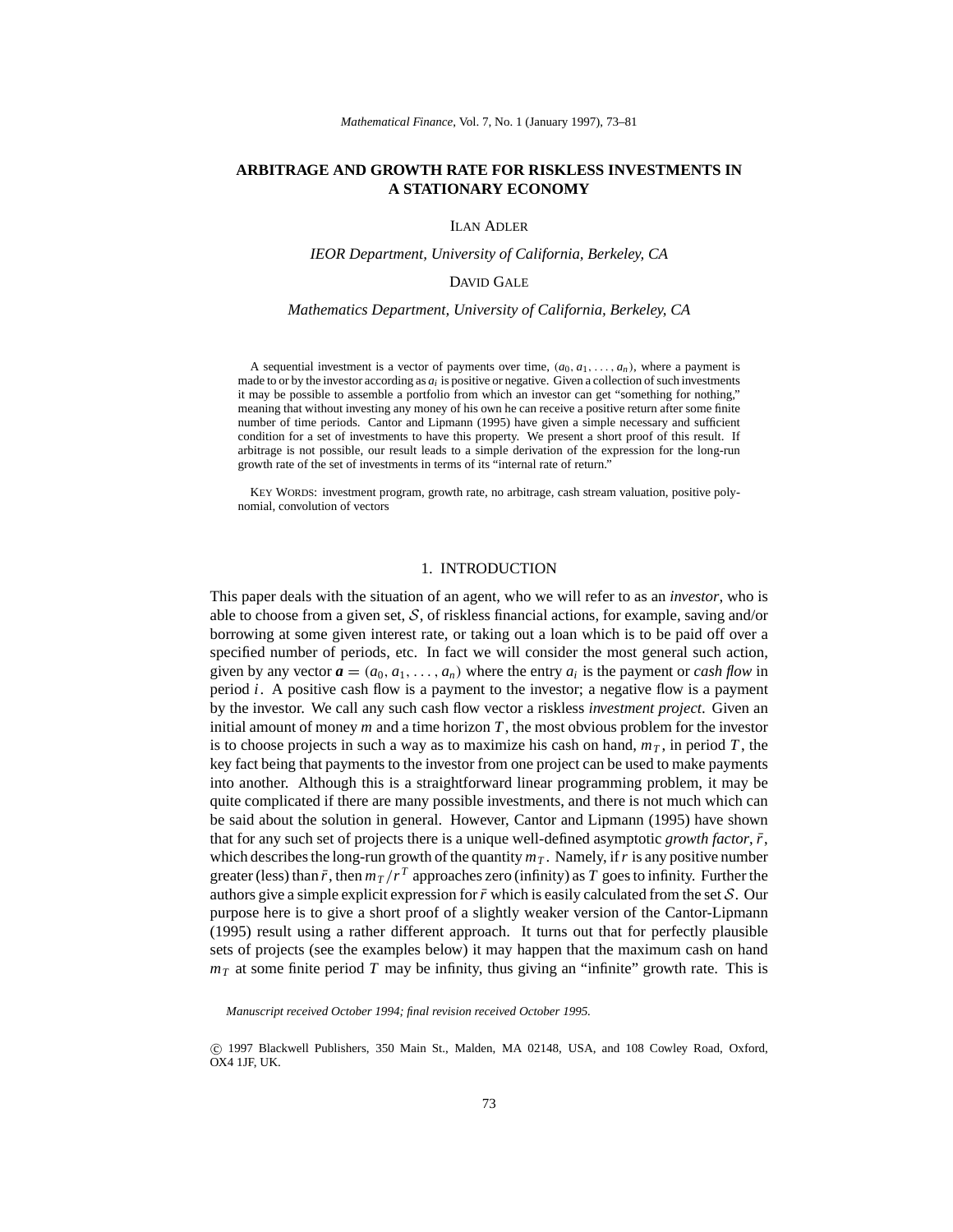# ARBITRAGE AND GROWTH RATE FOR RISKLESS INVESTMENTS IN A STATIONARY ECONOMY

Ilan Adler

*IEOR Department, University of California, Berkeley, CA*

David Gale

*Mathematics Department, University of California, Berkeley, CA*

A sequential investment is a vector of payments over time, $(a_0, a_1, \ldots, a_n)$, where a payment is made to or by the investor according as $a_i$ is positive or negative. Given a collection of such investments it may be possible to assemble a portfolio from which an investor can get "something for nothing," meaning that without investing any money of his own he can receive a positive return after some finite number of time periods. Cantor and Lipmann (1995) have given a simple necessary and sufficient condition for a set of investments to have this property. We present a short proof of this result. If arbitrage is not possible, our result leads to a simple derivation of the expression for the long-run growth rate of the set of investments in terms of its "internal rate of return."

Key Words: investment program, growth rate, no arbitrage, cash stream valuation, positive polynomial, convolution of vectors

## 1. INTRODUCTION

This paper deals with the situation of an agent, who we will refer to as an *investor*, who is able to choose from a given set, $\mathcal{S}$, of riskless financial actions, for example, saving and/or borrowing at some given interest rate, or taking out a loan which is to be paid off over a specified number of periods, etc. In fact we will consider the most general such action, given by any vector $\boldsymbol{a} = (a_0, a_1, \ldots, a_n)$ where the entry $a_i$ is the payment or *cash flow* in period $i$. A positive cash flow is a payment to the investor; a negative flow is a payment by the investor. We call any such cash flow vector a riskless *investment project*. Given an initial amount of money $m$ and a time horizon $T$, the most obvious problem for the investor is to choose projects in such a way as to maximize his cash on hand, $m_T$, in period $T$, the key fact being that payments to the investor from one project can be used to make payments into another. Although this is a straightforward linear programming problem, it may be quite complicated if there are many possible investments, and there is not much which can be said about the solution in general. However, Cantor and Lipmann (1995) have shown that for any such set of projects there is a unique well-defined asymptotic *growth factor*, $\bar{r}$, which describes the long-run growth of the quantity $m_T$. Namely, if $r$ is any positive number greater (less) than $\bar{r}$, then $m_T/r^T$ approaches zero (infinity) as $T$ goes to infinity. Further the authors give a simple explicit expression for $\bar{r}$ which is easily calculated from the set $\mathcal{S}$. Our purpose here is to give a short proof of a slightly weaker version of the Cantor-Lipmann (1995) result using a rather different approach. It turns out that for perfectly plausible sets of projects (see the examples below) it may happen that the maximum cash on hand $m_T$ at some finite period $T$ may be infinity, thus giving an "infinite" growth rate. This is

*Manuscript received October 1994; final revision received October 1995.*

© 1997 Blackwell Publishers, 350 Main St., Malden, MA 02148, USA, and 108 Cowley Road, Oxford, OX4 1JF, UK.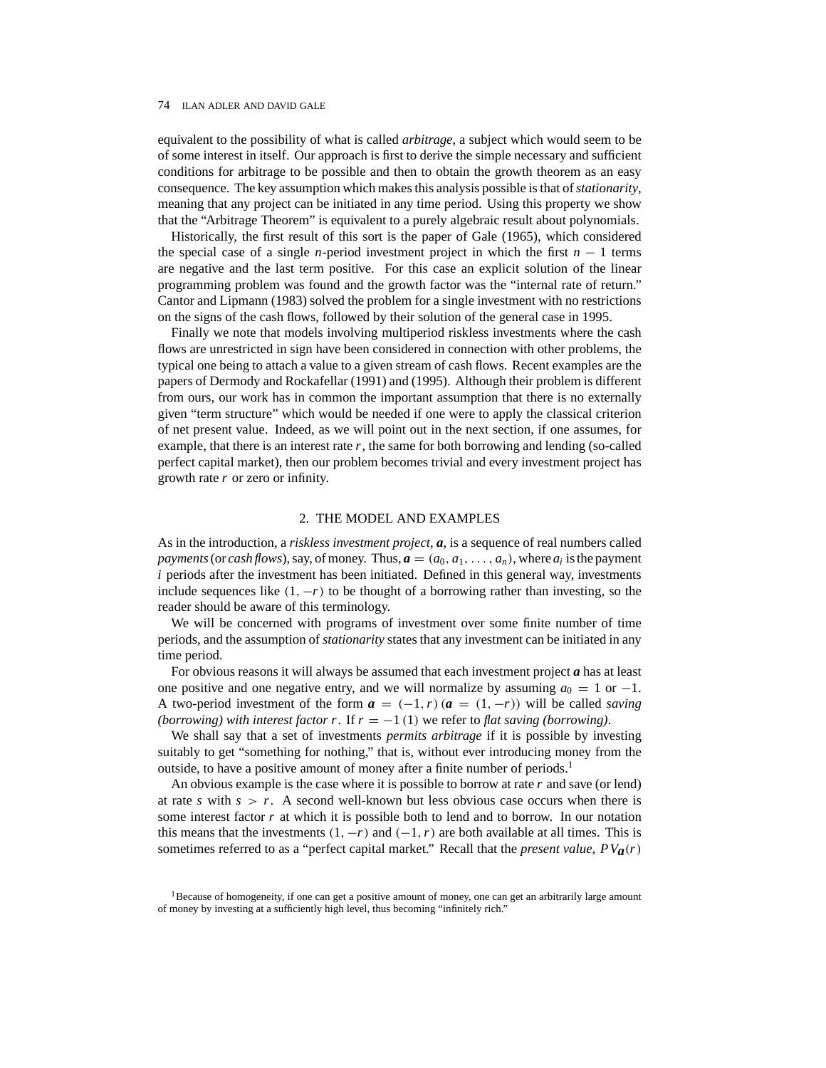equivalent to the possibility of what is called *arbitrage*, a subject which would seem to be of some interest in itself. Our approach is first to derive the simple necessary and sufficient conditions for arbitrage to be possible and then to obtain the growth theorem as an easy consequence. The key assumption which makes this analysis possible is that of *stationarity*, meaning that any project can be initiated in any time period. Using this property we show that the "Arbitrage Theorem" is equivalent to a purely algebraic result about polynomials.

Historically, the first result of this sort is the paper of Gale (1965), which considered the special case of a single $n$-period investment project in which the first $n-1$ terms are negative and the last term positive. For this case an explicit solution of the linear programming problem was found and the growth factor was the "internal rate of return." Cantor and Lipmann (1983) solved the problem for a single investment with no restrictions on the signs of the cash flows, followed by their solution of the general case in 1995.

Finally we note that models involving multiperiod riskless investments where the cash flows are unrestricted in sign have been considered in connection with other problems, the typical one being to attach a value to a given stream of cash flows. Recent examples are the papers of Dermody and Rockafellar (1991) and (1995). Although their problem is different from ours, our work has in common the important assumption that there is no externally given "term structure" which would be needed if one were to apply the classical criterion of net present value. Indeed, as we will point out in the next section, if one assumes, for example, that there is an interest rate $r$, the same for both borrowing and lending (so-called perfect capital market), then our problem becomes trivial and every investment project has growth rate $r$ or zero or infinity.

## 2. THE MODEL AND EXAMPLES

As in the introduction, a *riskless investment project*, $\boldsymbol{a}$, is a sequence of real numbers called *payments* (or *cash flows*), say, of money. Thus, $\boldsymbol{a} = (a_0, a_1, \ldots, a_n)$, where $a_i$ is the payment $i$ periods after the investment has been initiated. Defined in this general way, investments include sequences like $(1, -r)$ to be thought of a borrowing rather than investing, so the reader should be aware of this terminology.

We will be concerned with programs of investment over some finite number of time periods, and the assumption of *stationarity* states that any investment can be initiated in any time period.

For obvious reasons it will always be assumed that each investment project $\boldsymbol{a}$ has at least one positive and one negative entry, and we will normalize by assuming $a_0 = 1$ or $-1$. A two-period investment of the form $\boldsymbol{a} = (-1, r)$ ($\boldsymbol{a} = (1, -r)$) will be called *saving (borrowing) with interest factor $r$*. If $r = -1$ (1) we refer to *flat saving (borrowing)*.

We shall say that a set of investments *permits arbitrage* if it is possible by investing suitably to get "something for nothing," that is, without ever introducing money from the outside, to have a positive amount of money after a finite number of periods.[1]

An obvious example is the case where it is possible to borrow at rate $r$ and save (or lend) at rate $s$ with $s > r$. A second well-known but less obvious case occurs when there is some interest factor $r$ at which it is possible both to lend and to borrow. In our notation this means that the investments $(1, -r)$ and $(-1, r)$ are both available at all times. This is sometimes referred to as a "perfect capital market." Recall that the *present value*, $PV_{\boldsymbol{a}}(r)$

[1] Because of homogeneity, if one can get a positive amount of money, one can get an arbitrarily large amount of money by investing at a sufficiently high level, thus becoming "infinitely rich."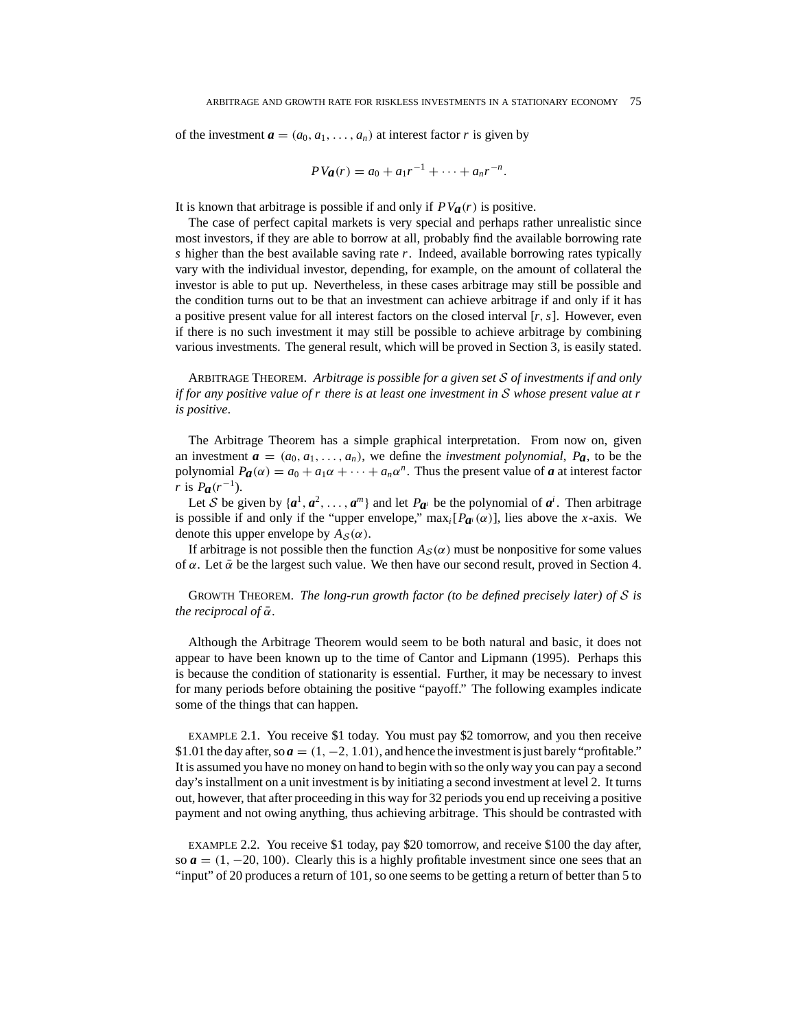of the investment $\boldsymbol{a} = (a_0, a_1, \ldots, a_n)$ at interest factor $r$ is given by

$$PV_{\boldsymbol{a}}(r) = a_0 + a_1 r^{-1} + \cdots + a_n r^{-n}.$$

It is known that arbitrage is possible if and only if $PV_{\boldsymbol{a}}(r)$ is positive.

The case of perfect capital markets is very special and perhaps rather unrealistic since most investors, if they are able to borrow at all, probably find the available borrowing rate $s$ higher than the best available saving rate $r$. Indeed, available borrowing rates typically vary with the individual investor, depending, for example, on the amount of collateral the investor is able to put up. Nevertheless, in these cases arbitrage may still be possible and the condition turns out to be that an investment can achieve arbitrage if and only if it has a positive present value for all interest factors on the closed interval $[r, s]$. However, even if there is no such investment it may still be possible to achieve arbitrage by combining various investments. The general result, which will be proved in Section 3, is easily stated.

ARBITRAGE THEOREM. *Arbitrage is possible for a given set $\mathcal{S}$ of investments if and only if for any positive value of $r$ there is at least one investment in $\mathcal{S}$ whose present value at $r$ is positive.*

The Arbitrage Theorem has a simple graphical interpretation. From now on, given an investment $\boldsymbol{a} = (a_0, a_1, \ldots, a_n)$, we define the *investment polynomial*, $P_{\boldsymbol{a}}$, to be the polynomial $P_{\boldsymbol{a}}(\alpha) = a_0 + a_1\alpha + \cdots + a_n\alpha^n$. Thus the present value of $\boldsymbol{a}$ at interest factor $r$ is $P_{\boldsymbol{a}}(r^{-1})$.

Let $\mathcal{S}$ be given by $\{\boldsymbol{a}^1, \boldsymbol{a}^2, \ldots, \boldsymbol{a}^m\}$ and let $P_{\boldsymbol{a}^i}$ be the polynomial of $\boldsymbol{a}^i$. Then arbitrage is possible if and only if the "upper envelope," $\max_i[P_{\boldsymbol{a}^i}(\alpha)]$, lies above the $x$-axis. We denote this upper envelope by $A_{\mathcal{S}}(\alpha)$.

If arbitrage is not possible then the function $A_{\mathcal{S}}(\alpha)$ must be nonpositive for some values of $\alpha$. Let $\bar{\alpha}$ be the largest such value. We then have our second result, proved in Section 4.

GROWTH THEOREM. *The long-run growth factor (to be defined precisely later) of $\mathcal{S}$ is the reciprocal of $\bar{\alpha}$.*

Although the Arbitrage Theorem would seem to be both natural and basic, it does not appear to have been known up to the time of Cantor and Lipmann (1995). Perhaps this is because the condition of stationarity is essential. Further, it may be necessary to invest for many periods before obtaining the positive "payoff." The following examples indicate some of the things that can happen.

EXAMPLE 2.1. You receive \$1 today. You must pay \$2 tomorrow, and you then receive \$1.01 the day after, so $\boldsymbol{a} = (1, -2, 1.01)$, and hence the investment is just barely "profitable." It is assumed you have no money on hand to begin with so the only way you can pay a second day's installment on a unit investment is by initiating a second investment at level 2. It turns out, however, that after proceeding in this way for 32 periods you end up receiving a positive payment and not owing anything, thus achieving arbitrage. This should be contrasted with

EXAMPLE 2.2. You receive \$1 today, pay \$20 tomorrow, and receive \$100 the day after, so $\boldsymbol{a} = (1, -20, 100)$. Clearly this is a highly profitable investment since one sees that an "input" of 20 produces a return of 101, so one seems to be getting a return of better than 5 to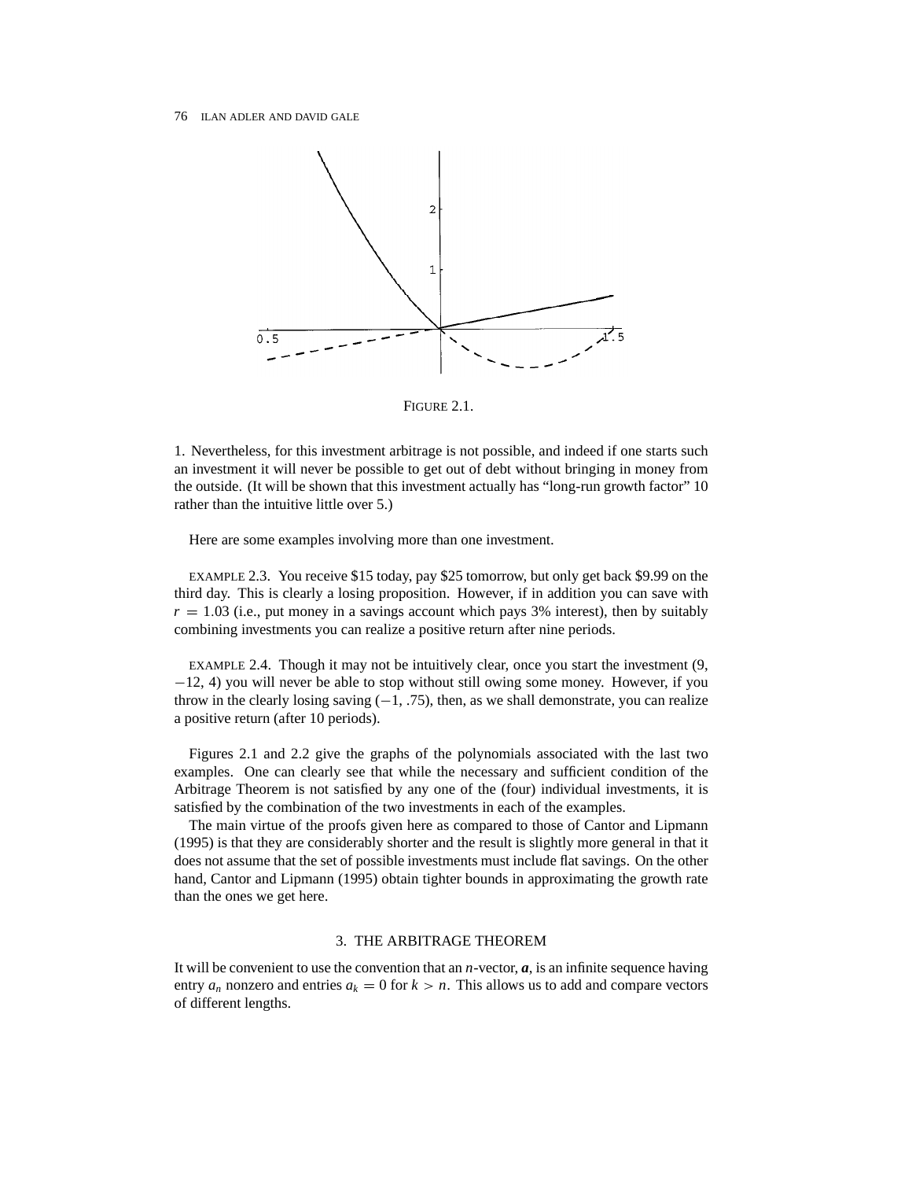FIGURE 2.1.

1. Nevertheless, for this investment arbitrage is not possible, and indeed if one starts such an investment it will never be possible to get out of debt without bringing in money from the outside. (It will be shown that this investment actually has "long-run growth factor" 10 rather than the intuitive little over 5.)

Here are some examples involving more than one investment.

EXAMPLE 2.3. You receive \$15 today, pay \$25 tomorrow, but only get back \$9.99 on the third day. This is clearly a losing proposition. However, if in addition you can save with $r = 1.03$ (i.e., put money in a savings account which pays 3% interest), then by suitably combining investments you can realize a positive return after nine periods.

EXAMPLE 2.4. Though it may not be intuitively clear, once you start the investment (9, −12, 4) you will never be able to stop without still owing some money. However, if you throw in the clearly losing saving (−1, .75), then, as we shall demonstrate, you can realize a positive return (after 10 periods).

Figures 2.1 and 2.2 give the graphs of the polynomials associated with the last two examples. One can clearly see that while the necessary and sufficient condition of the Arbitrage Theorem is not satisfied by any one of the (four) individual investments, it is satisfied by the combination of the two investments in each of the examples.

The main virtue of the proofs given here as compared to those of Cantor and Lipmann (1995) is that they are considerably shorter and the result is slightly more general in that it does not assume that the set of possible investments must include flat savings. On the other hand, Cantor and Lipmann (1995) obtain tighter bounds in approximating the growth rate than the ones we get here.

## 3. THE ARBITRAGE THEOREM

It will be convenient to use the convention that an $n$-vector, $\boldsymbol{a}$, is an infinite sequence having entry $a_n$ nonzero and entries $a_k = 0$ for $k > n$. This allows us to add and compare vectors of different lengths.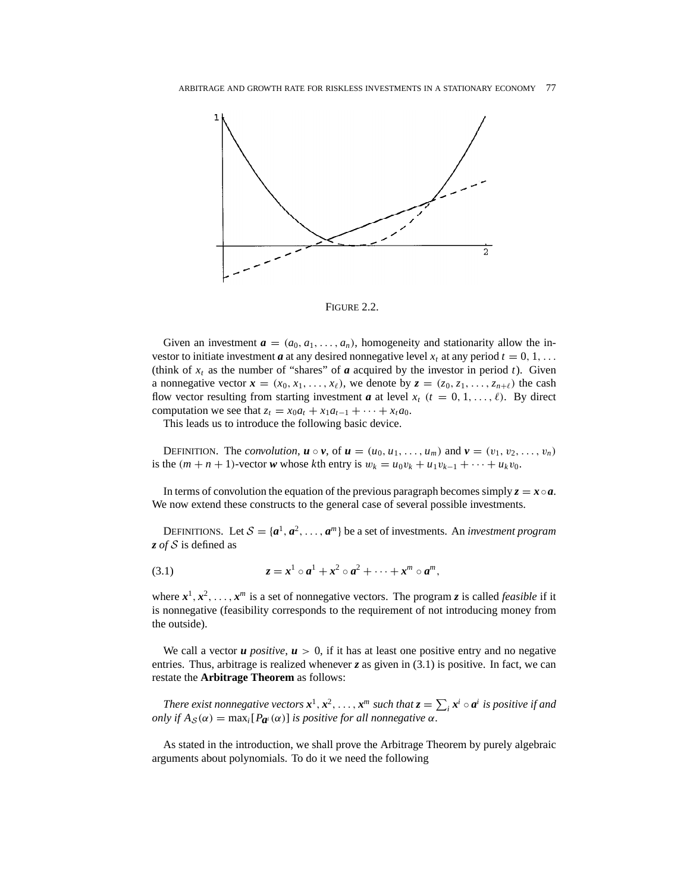FIGURE 2.2.

Given an investment $\boldsymbol{a} = (a_0, a_1, \ldots, a_n)$, homogeneity and stationarity allow the investor to initiate investment $\boldsymbol{a}$ at any desired nonnegative level $x_t$ at any period $t = 0, 1, \ldots$ (think of $x_t$ as the number of "shares" of $\boldsymbol{a}$ acquired by the investor in period $t$). Given a nonnegative vector $\boldsymbol{x} = (x_0, x_1, \ldots, x_\ell)$, we denote by $\boldsymbol{z} = (z_0, z_1, \ldots, z_{n+\ell})$ the cash flow vector resulting from starting investment $\boldsymbol{a}$ at level $x_t$ $(t = 0, 1, \ldots, \ell)$. By direct computation we see that $z_t = x_0 a_t + x_1 a_{t-1} + \cdots + x_t a_0$.

This leads us to introduce the following basic device.

DEFINITION. The *convolution*, $\boldsymbol{u} \circ \boldsymbol{v}$, of $\boldsymbol{u} = (u_0, u_1, \ldots, u_m)$ and $\boldsymbol{v} = (v_1, v_2, \ldots, v_n)$ is the $(m + n + 1)$-vector $\boldsymbol{w}$ whose $k$th entry is $w_k = u_0 v_k + u_1 v_{k-1} + \cdots + u_k v_0$.

In terms of convolution the equation of the previous paragraph becomes simply $\boldsymbol{z} = \boldsymbol{x} \circ \boldsymbol{a}$. We now extend these constructs to the general case of several possible investments.

DEFINITIONS. Let $\mathcal{S} = \{\boldsymbol{a}^1, \boldsymbol{a}^2, \ldots, \boldsymbol{a}^m\}$ be a set of investments. An *investment program* $\boldsymbol{z}$ *of* $\mathcal{S}$ is defined as

$$\boldsymbol{z} = \boldsymbol{x}^1 \circ \boldsymbol{a}^1 + \boldsymbol{x}^2 \circ \boldsymbol{a}^2 + \cdots + \boldsymbol{x}^m \circ \boldsymbol{a}^m, \tag{3.1}$$

where $\boldsymbol{x}^1, \boldsymbol{x}^2, \ldots, \boldsymbol{x}^m$ is a set of nonnegative vectors. The program $\boldsymbol{z}$ is called *feasible* if it is nonnegative (feasibility corresponds to the requirement of not introducing money from the outside).

We call a vector $\boldsymbol{u}$ *positive*, $\boldsymbol{u} > 0$, if it has at least one positive entry and no negative entries. Thus, arbitrage is realized whenever $\boldsymbol{z}$ as given in (3.1) is positive. In fact, we can restate the **Arbitrage Theorem** as follows:

*There exist nonnegative vectors $\boldsymbol{x}^1, \boldsymbol{x}^2, \ldots, \boldsymbol{x}^m$ such that $\boldsymbol{z} = \sum_i \boldsymbol{x}^i \circ \boldsymbol{a}^i$ is positive if and only if $A_{\mathcal{S}}(\alpha) = \max_i [P_{\boldsymbol{a}^i}(\alpha)]$ is positive for all nonnegative $\alpha$.*

As stated in the introduction, we shall prove the Arbitrage Theorem by purely algebraic arguments about polynomials. To do it we need the following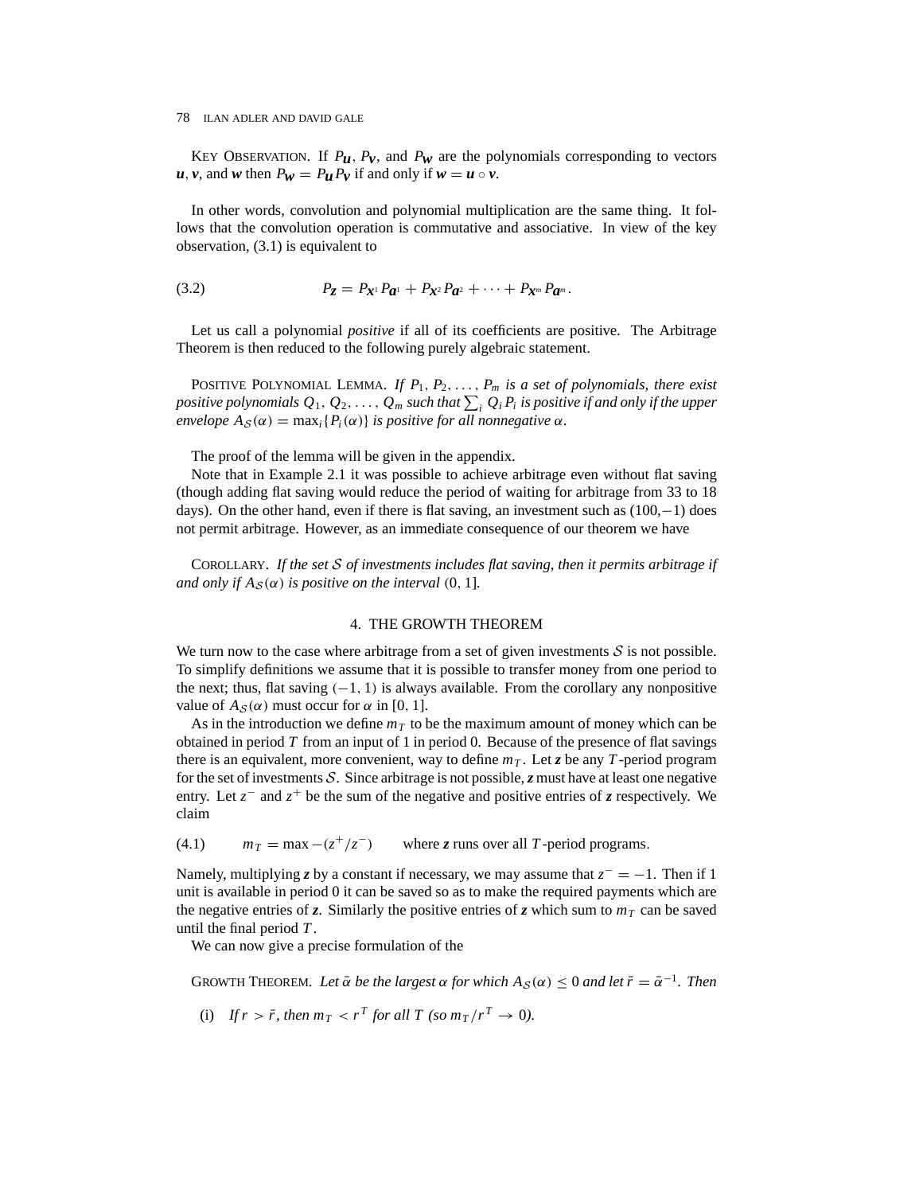Key Observation. If $P_{\boldsymbol{u}}$, $P_{\boldsymbol{v}}$, and $P_{\boldsymbol{w}}$ are the polynomials corresponding to vectors $\boldsymbol{u}, \boldsymbol{v}$, and $\boldsymbol{w}$ then $P_{\boldsymbol{w}} = P_{\boldsymbol{u}} P_{\boldsymbol{v}}$ if and only if $\boldsymbol{w} = \boldsymbol{u} \circ \boldsymbol{v}$.

In other words, convolution and polynomial multiplication are the same thing. It follows that the convolution operation is commutative and associative. In view of the key observation, (3.1) is equivalent to

$$P_{\boldsymbol{z}} = P_{\boldsymbol{x}^1} P_{\boldsymbol{a}^1} + P_{\boldsymbol{x}^2} P_{\boldsymbol{a}^2} + \cdots + P_{\boldsymbol{x}^m} P_{\boldsymbol{a}^m}. \tag{3.2}$$

Let us call a polynomial *positive* if all of its coefficients are positive. The Arbitrage Theorem is then reduced to the following purely algebraic statement.

Positive Polynomial Lemma. *If $P_1, P_2, \ldots, P_m$ is a set of polynomials, there exist positive polynomials $Q_1, Q_2, \ldots, Q_m$ such that $\sum_i Q_i P_i$ is positive if and only if the upper envelope $A_{\mathcal{S}}(\alpha) = \max_i \{P_i(\alpha)\}$ is positive for all nonnegative $\alpha$.*

The proof of the lemma will be given in the appendix.

Note that in Example 2.1 it was possible to achieve arbitrage even without flat saving (though adding flat saving would reduce the period of waiting for arbitrage from 33 to 18 days). On the other hand, even if there is flat saving, an investment such as $(100, -1)$ does not permit arbitrage. However, as an immediate consequence of our theorem we have

Corollary. *If the set $\mathcal{S}$ of investments includes flat saving, then it permits arbitrage if and only if $A_{\mathcal{S}}(\alpha)$ is positive on the interval $(0, 1]$.*

## 4. THE GROWTH THEOREM

We turn now to the case where arbitrage from a set of given investments $\mathcal{S}$ is not possible. To simplify definitions we assume that it is possible to transfer money from one period to the next; thus, flat saving $(-1, 1)$ is always available. From the corollary any nonpositive value of $A_{\mathcal{S}}(\alpha)$ must occur for $\alpha$ in $[0, 1]$.

As in the introduction we define $m_T$ to be the maximum amount of money which can be obtained in period $T$ from an input of 1 in period 0. Because of the presence of flat savings there is an equivalent, more convenient, way to define $m_T$. Let $\boldsymbol{z}$ be any $T$-period program for the set of investments $\mathcal{S}$. Since arbitrage is not possible, $\boldsymbol{z}$ must have at least one negative entry. Let $z^-$ and $z^+$ be the sum of the negative and positive entries of $\boldsymbol{z}$ respectively. We claim

$$m_T = \max -(z^+/z^-) \qquad \text{where } \boldsymbol{z} \text{ runs over all } T\text{-period programs}. \tag{4.1}$$

Namely, multiplying $\boldsymbol{z}$ by a constant if necessary, we may assume that $z^- = -1$. Then if 1 unit is available in period 0 it can be saved so as to make the required payments which are the negative entries of $\boldsymbol{z}$. Similarly the positive entries of $\boldsymbol{z}$ which sum to $m_T$ can be saved until the final period $T$.

We can now give a precise formulation of the

Growth Theorem. *Let $\bar{\alpha}$ be the largest $\alpha$ for which $A_{\mathcal{S}}(\alpha) \leq 0$ and let $\bar{r} = \bar{\alpha}^{-1}$. Then*

(i) *If $r > \bar{r}$, then $m_T < r^T$ for all $T$ (so $m_T/r^T \to 0$).*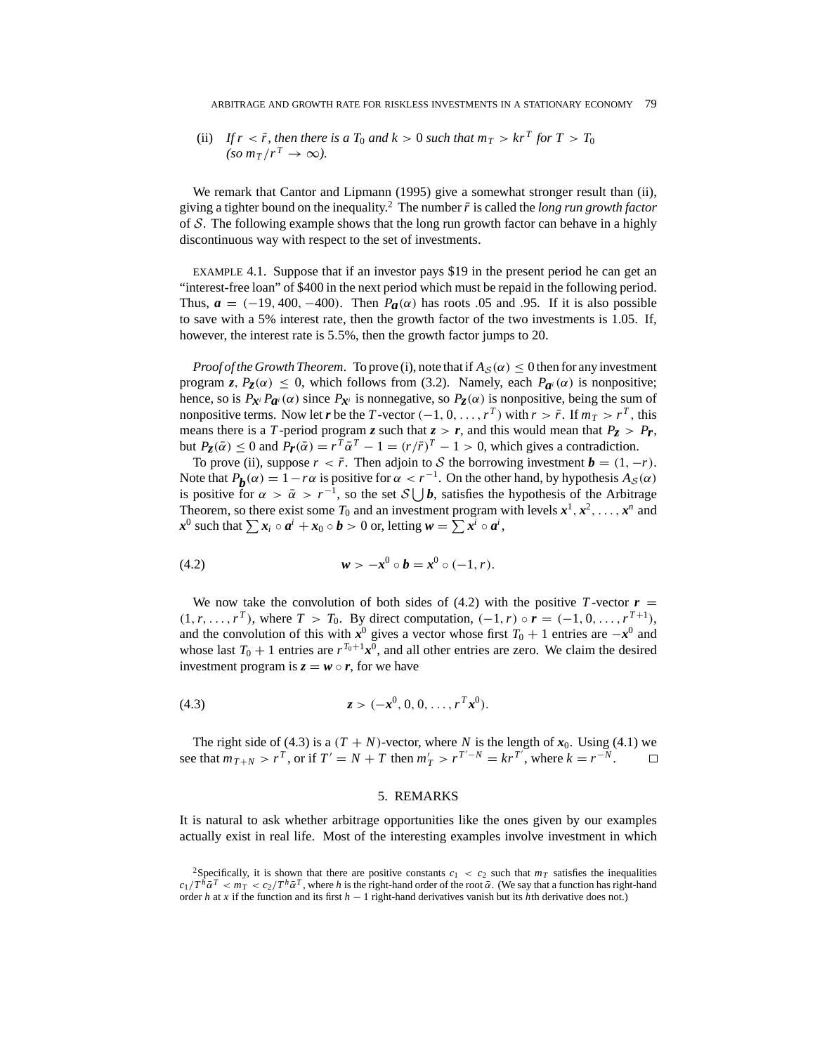(ii) *If $r < \bar{r}$, then there is a $T_0$ and $k > 0$ such that $m_T > kr^T$ for $T > T_0$ (so $m_T/r^T \to \infty$).*

We remark that Cantor and Lipmann (1995) give a somewhat stronger result than (ii), giving a tighter bound on the inequality.[2] The number $\bar{r}$ is called the *long run growth factor* of $\mathcal{S}$. The following example shows that the long run growth factor can behave in a highly discontinuous way with respect to the set of investments.

EXAMPLE 4.1. Suppose that if an investor pays \$19 in the present period he can get an "interest-free loan" of \$400 in the next period which must be repaid in the following period. Thus, $\boldsymbol{a} = (-19, 400, -400)$. Then $P_{\boldsymbol{a}}(\alpha)$ has roots .05 and .95. If it is also possible to save with a 5% interest rate, then the growth factor of the two investments is 1.05. If, however, the interest rate is 5.5%, then the growth factor jumps to 20.

*Proof of the Growth Theorem*. To prove (i), note that if $A_{\mathcal{S}}(\alpha) \leq 0$ then for any investment program $\boldsymbol{z}$, $P_{\boldsymbol{z}}(\alpha) \leq 0$, which follows from (3.2). Namely, each $P_{\boldsymbol{a}^i}(\alpha)$ is nonpositive; hence, so is $P_{\boldsymbol{x}^i} P_{\boldsymbol{a}^i}(\alpha)$ since $P_{\boldsymbol{x}^i}$ is nonnegative, so $P_{\boldsymbol{z}}(\alpha)$ is nonpositive, being the sum of nonpositive terms. Now let $\boldsymbol{r}$ be the $T$-vector $(-1, 0, \ldots, r^T)$ with $r > \bar{r}$. If $m_T > r^T$, this means there is a $T$-period program $\boldsymbol{z}$ such that $\boldsymbol{z} > \boldsymbol{r}$, and this would mean that $P_{\boldsymbol{z}} > P_{\boldsymbol{r}}$, but $P_{\boldsymbol{z}}(\bar{\alpha}) \leq 0$ and $P_{\boldsymbol{r}}(\bar{\alpha}) = r^T \bar{\alpha}^T - 1 = (r/\bar{r})^T - 1 > 0$, which gives a contradiction.

To prove (ii), suppose $r < \bar{r}$. Then adjoin to $\mathcal{S}$ the borrowing investment $\boldsymbol{b} = (1, -r)$. Note that $P_{\boldsymbol{b}}(\alpha) = 1 - r\alpha$ is positive for $\alpha < r^{-1}$. On the other hand, by hypothesis $A_{\mathcal{S}}(\alpha)$ is positive for $\alpha > \bar{\alpha} > r^{-1}$, so the set $\mathcal{S} \bigcup \boldsymbol{b}$, satisfies the hypothesis of the Arbitrage Theorem, so there exist some $T_0$ and an investment program with levels $\boldsymbol{x}^1, \boldsymbol{x}^2, \ldots, \boldsymbol{x}^n$ and $\boldsymbol{x}^0$ such that $\sum \boldsymbol{x}_i \circ \boldsymbol{a}^i + \boldsymbol{x}_0 \circ \boldsymbol{b} > 0$ or, letting $\boldsymbol{w} = \sum \boldsymbol{x}^i \circ \boldsymbol{a}^i$,

$$\boldsymbol{w} > -\boldsymbol{x}^0 \circ \boldsymbol{b} = \boldsymbol{x}^0 \circ (-1, r). \tag{4.2}$$

We now take the convolution of both sides of (4.2) with the positive $T$-vector $\boldsymbol{r} = (1, r, \ldots, r^T)$, where $T > T_0$. By direct computation, $(-1, r) \circ \boldsymbol{r} = (-1, 0, \ldots, r^{T+1})$, and the convolution of this with $\boldsymbol{x}^0$ gives a vector whose first $T_0 + 1$ entries are $-\boldsymbol{x}^0$ and whose last $T_0 + 1$ entries are $r^{T_0+1}\boldsymbol{x}^0$, and all other entries are zero. We claim the desired investment program is $\boldsymbol{z} = \boldsymbol{w} \circ \boldsymbol{r}$, for we have

$$\boldsymbol{z} > (-\boldsymbol{x}^0, 0, 0, \ldots, r^T \boldsymbol{x}^0). \tag{4.3}$$

The right side of (4.3) is a $(T + N)$-vector, where $N$ is the length of $\boldsymbol{x}_0$. Using (4.1) we see that $m_{T+N} > r^T$, or if $T' = N + T$ then $m'_T > r^{T'-N} = kr^{T'}$, where $k = r^{-N}$. □

## 5. REMARKS

It is natural to ask whether arbitrage opportunities like the ones given by our examples actually exist in real life. Most of the interesting examples involve investment in which

[2] Specifically, it is shown that there are positive constants $c_1 < c_2$ such that $m_T$ satisfies the inequalities $c_1/T^h \bar{\alpha}^T < m_T < c_2/T^h \bar{\alpha}^T$, where $h$ is the right-hand order of the root $\bar{\alpha}$. (We say that a function has right-hand order $h$ at $x$ if the function and its first $h - 1$ right-hand derivatives vanish but its $h$th derivative does not.)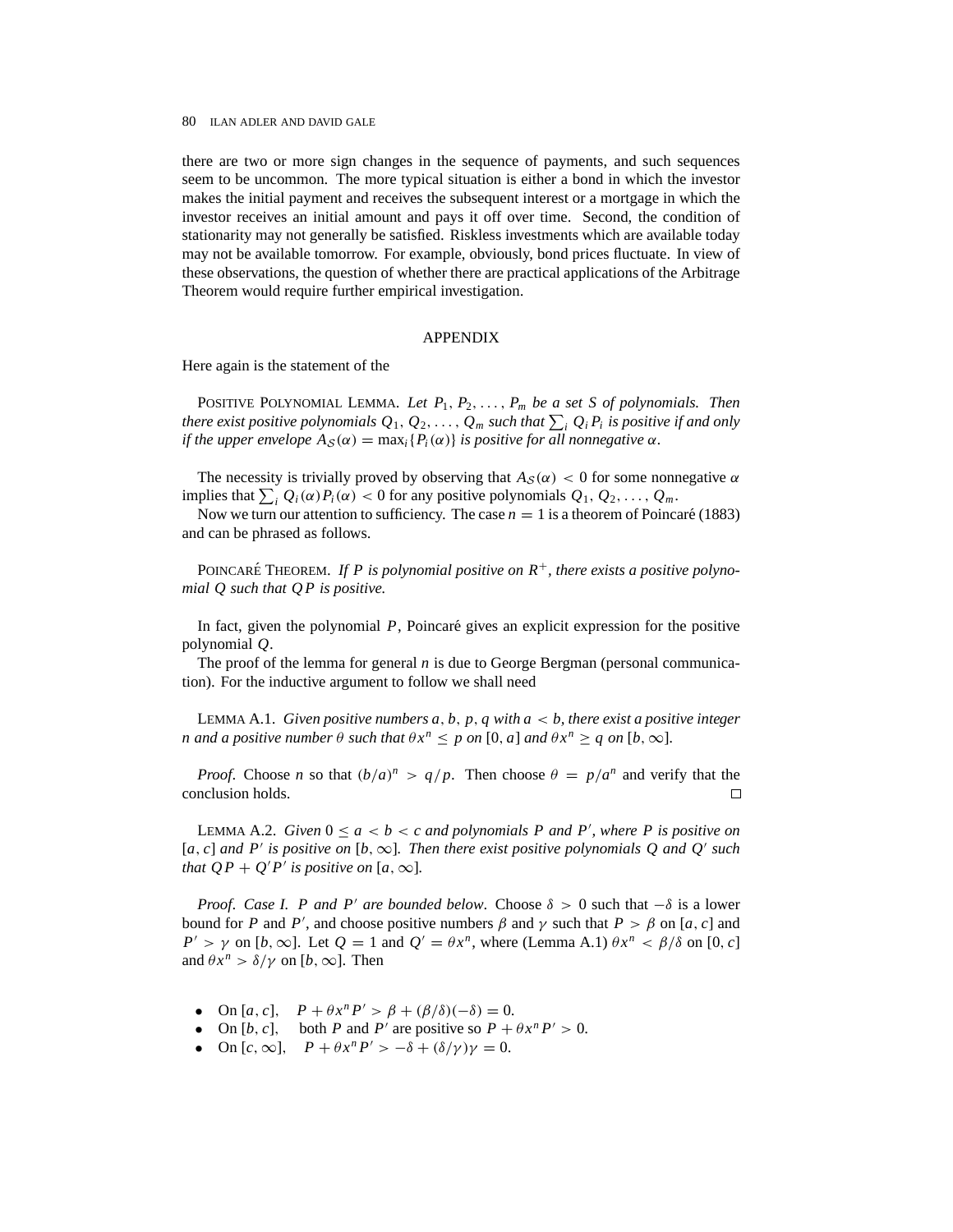there are two or more sign changes in the sequence of payments, and such sequences seem to be uncommon. The more typical situation is either a bond in which the investor makes the initial payment and receives the subsequent interest or a mortgage in which the investor receives an initial amount and pays it off over time. Second, the condition of stationarity may not generally be satisfied. Riskless investments which are available today may not be available tomorrow. For example, obviously, bond prices fluctuate. In view of these observations, the question of whether there are practical applications of the Arbitrage Theorem would require further empirical investigation.

## APPENDIX

Here again is the statement of the

POSITIVE POLYNOMIAL LEMMA. *Let $P_1, P_2, \ldots, P_m$ be a set $S$ of polynomials. Then there exist positive polynomials $Q_1, Q_2, \ldots, Q_m$ such that $\sum_i Q_i P_i$ is positive if and only if the upper envelope $A_S(\alpha) = \max_i\{P_i(\alpha)\}$ is positive for all nonnegative $\alpha$.*

The necessity is trivially proved by observing that $A_S(\alpha) < 0$ for some nonnegative $\alpha$ implies that $\sum_i Q_i(\alpha)P_i(\alpha) < 0$ for any positive polynomials $Q_1, Q_2, \ldots, Q_m$.

Now we turn our attention to sufficiency. The case $n = 1$ is a theorem of Poincaré (1883) and can be phrased as follows.

POINCARÉ THEOREM. *If $P$ is polynomial positive on $R^+$, there exists a positive polynomial $Q$ such that $QP$ is positive.*

In fact, given the polynomial $P$, Poincaré gives an explicit expression for the positive polynomial $Q$.

The proof of the lemma for general $n$ is due to George Bergman (personal communication). For the inductive argument to follow we shall need

LEMMA A.1. *Given positive numbers $a, b, p, q$ with $a < b$, there exist a positive integer $n$ and a positive number $\theta$ such that $\theta x^n \le p$ on $[0, a]$ and $\theta x^n \ge q$ on $[b, \infty]$.*

*Proof*. Choose $n$ so that $(b/a)^n > q/p$. Then choose $\theta = p/a^n$ and verify that the conclusion holds. □

LEMMA A.2. *Given $0 \le a < b < c$ and polynomials $P$ and $P'$, where $P$ is positive on $[a, c]$ and $P'$ is positive on $[b, \infty]$. Then there exist positive polynomials $Q$ and $Q'$ such that $QP + Q'P'$ is positive on $[a, \infty]$.*

*Proof. Case I. $P$ and $P'$ are bounded below*. Choose $\delta > 0$ such that $-\delta$ is a lower bound for $P$ and $P'$, and choose positive numbers $\beta$ and $\gamma$ such that $P > \beta$ on $[a, c]$ and $P' > \gamma$ on $[b, \infty]$. Let $Q = 1$ and $Q' = \theta x^n$, where (Lemma A.1) $\theta x^n < \beta/\delta$ on $[0, c]$ and $\theta x^n > \delta/\gamma$ on $[b, \infty]$. Then

- On $[a, c]$, $\quad P + \theta x^n P' > \beta + (\beta/\delta)(-\delta) = 0.$
- On $[b, c]$, $\quad$ both $P$ and $P'$ are positive so $P + \theta x^n P' > 0.$
- On $[c, \infty]$, $\quad P + \theta x^n P' > -\delta + (\delta/\gamma)\gamma = 0.$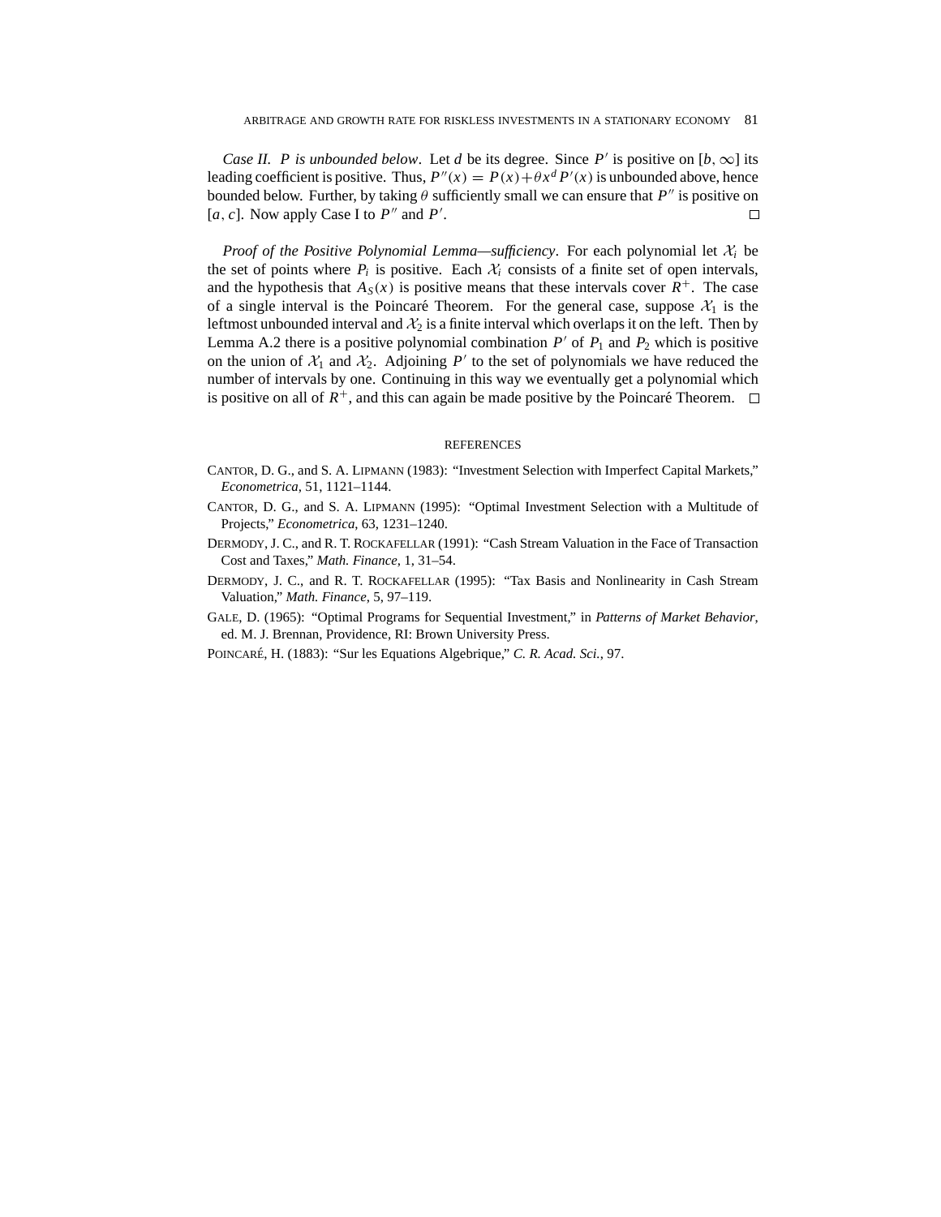*Case II. $P$ is unbounded below*. Let $d$ be its degree. Since $P'$ is positive on $[b, \infty]$ its leading coefficient is positive. Thus, $P''(x) = P(x) + \theta x^d P'(x)$ is unbounded above, hence bounded below. Further, by taking $\theta$ sufficiently small we can ensure that $P''$ is positive on $[a, c]$. Now apply Case I to $P''$ and $P'$. □

*Proof of the Positive Polynomial Lemma—sufficiency*. For each polynomial let $\mathcal{X}_i$ be the set of points where $P_i$ is positive. Each $\mathcal{X}_i$ consists of a finite set of open intervals, and the hypothesis that $A_S(x)$ is positive means that these intervals cover $R^+$. The case of a single interval is the Poincaré Theorem. For the general case, suppose $\mathcal{X}_1$ is the leftmost unbounded interval and $\mathcal{X}_2$ is a finite interval which overlaps it on the left. Then by Lemma A.2 there is a positive polynomial combination $P'$ of $P_1$ and $P_2$ which is positive on the union of $\mathcal{X}_1$ and $\mathcal{X}_2$. Adjoining $P'$ to the set of polynomials we have reduced the number of intervals by one. Continuing in this way we eventually get a polynomial which is positive on all of $R^+$, and this can again be made positive by the Poincaré Theorem. □

## REFERENCES

Cantor, D. G., and S. A. Lipmann (1983): "Investment Selection with Imperfect Capital Markets," *Econometrica*, 51, 1121–1144.

Cantor, D. G., and S. A. Lipmann (1995): "Optimal Investment Selection with a Multitude of Projects," *Econometrica*, 63, 1231–1240.

Dermody, J. C., and R. T. Rockafellar (1991): "Cash Stream Valuation in the Face of Transaction Cost and Taxes," *Math. Finance*, 1, 31–54.

Dermody, J. C., and R. T. Rockafellar (1995): "Tax Basis and Nonlinearity in Cash Stream Valuation," *Math. Finance*, 5, 97–119.

Gale, D. (1965): "Optimal Programs for Sequential Investment," in *Patterns of Market Behavior*, ed. M. J. Brennan, Providence, RI: Brown University Press.

Poincaré, H. (1883): "Sur les Equations Algebrique," *C. R. Acad. Sci.*, 97.